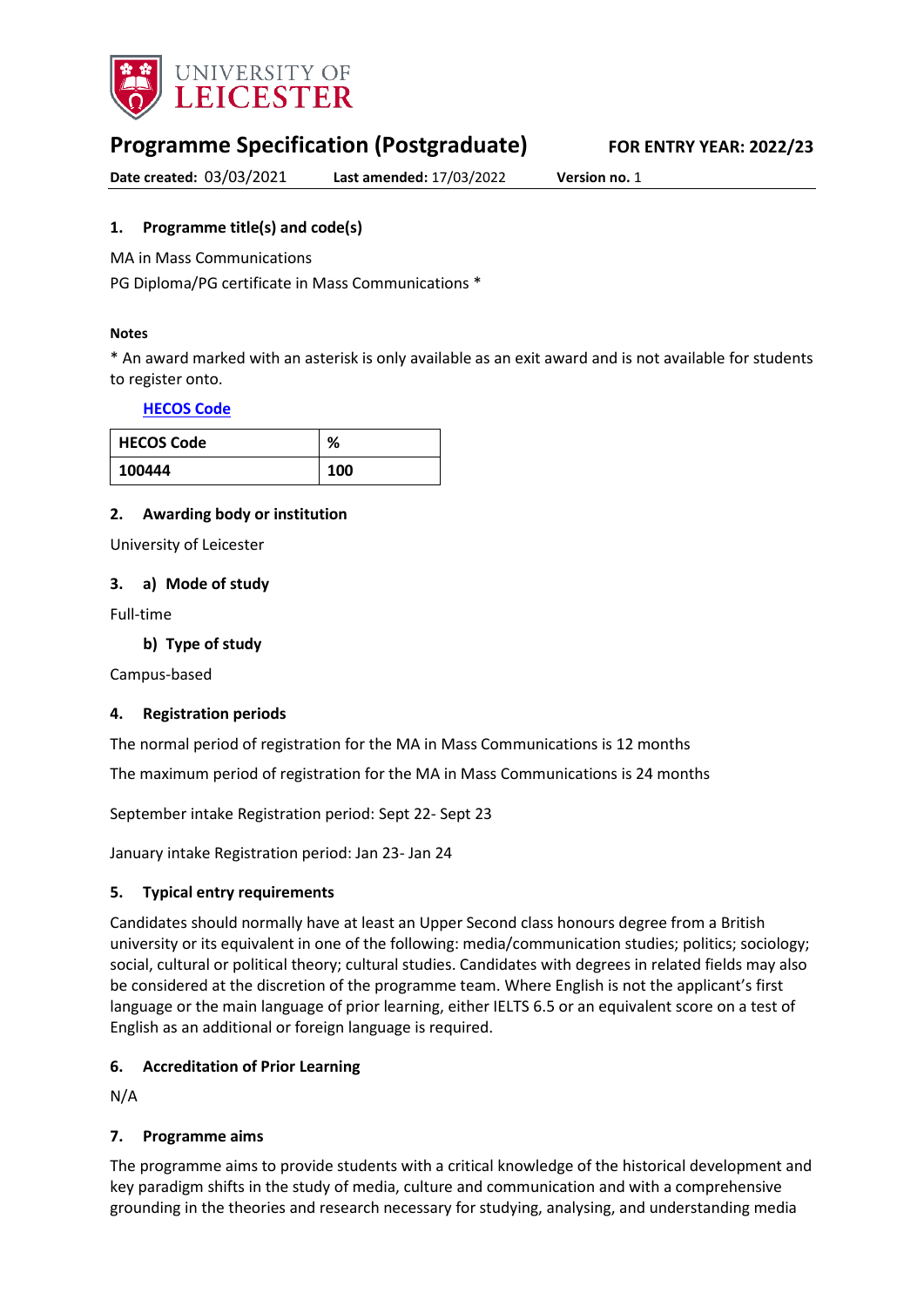# Programme Specification (Postgraduate)

**FOR ENTRY YEAR: 2022/23**

**Date created:** 03/03/2021 **Last amended:** 17/03/2022 **Version no.** 1

## 1. Programme title(s) and code(s)

MA in Mass Communications

PG Diploma/PG certificate in Mass Communications *

#### Notes

* An award marked with an asterisk is only available as an exit award and is not available for students to register onto.

**HECOS Code**

| HECOS Code | % |
|---|---|
| 100444 | 100 |

## 2. Awarding body or institution

University of Leicester

## 3. a) Mode of study

Full-time

### b) Type of study

Campus-based

## 4. Registration periods

The normal period of registration for the MA in Mass Communications is 12 months

The maximum period of registration for the MA in Mass Communications is 24 months

September intake Registration period: Sept 22- Sept 23

January intake Registration period: Jan 23- Jan 24

## 5. Typical entry requirements

Candidates should normally have at least an Upper Second class honours degree from a British university or its equivalent in one of the following: media/communication studies; politics; sociology; social, cultural or political theory; cultural studies. Candidates with degrees in related fields may also be considered at the discretion of the programme team. Where English is not the applicant's first language or the main language of prior learning, either IELTS 6.5 or an equivalent score on a test of English as an additional or foreign language is required.

## 6. Accreditation of Prior Learning

N/A

## 7. Programme aims

The programme aims to provide students with a critical knowledge of the historical development and key paradigm shifts in the study of media, culture and communication and with a comprehensive grounding in the theories and research necessary for studying, analysing, and understanding media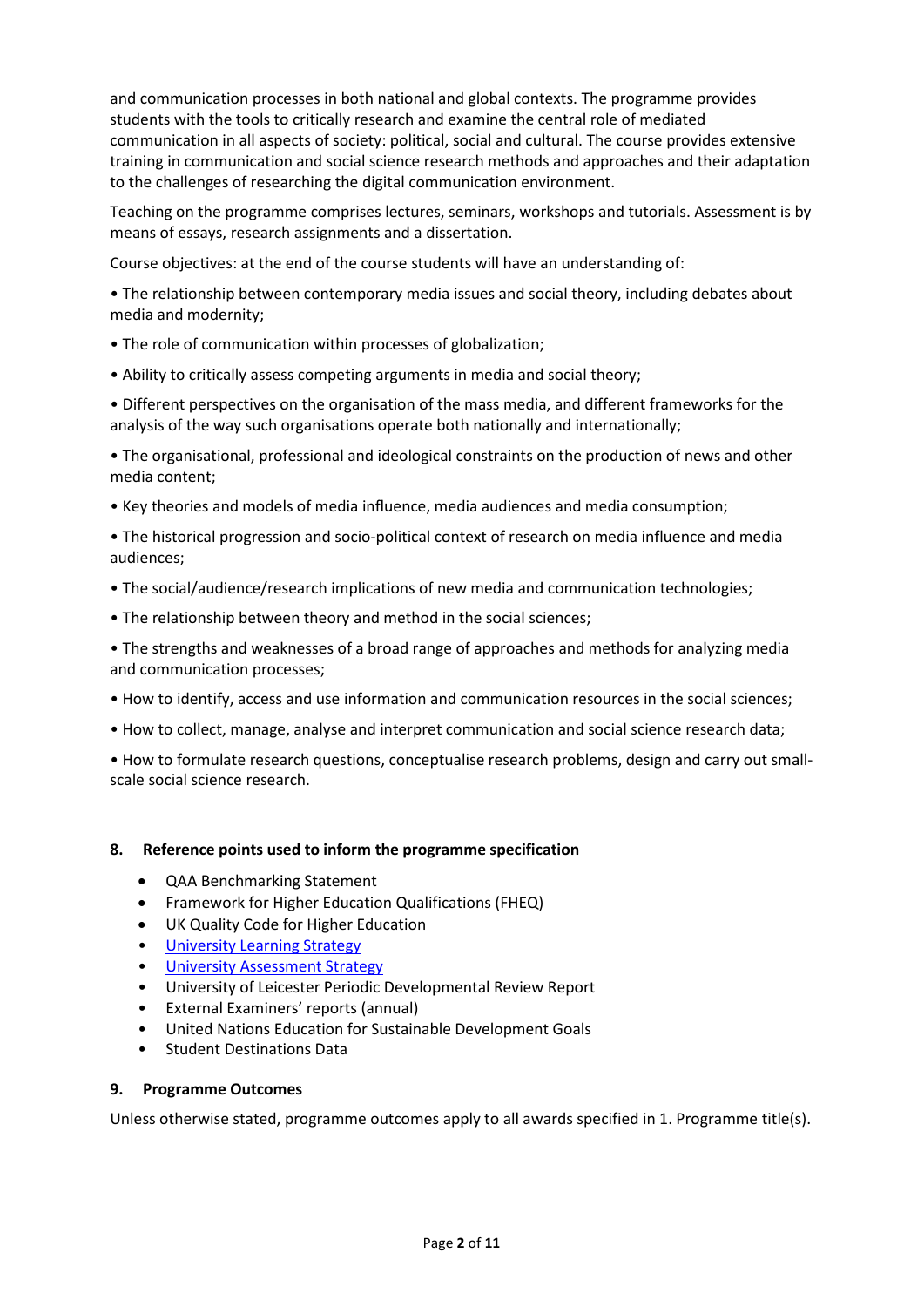and communication processes in both national and global contexts. The programme provides students with the tools to critically research and examine the central role of mediated communication in all aspects of society: political, social and cultural. The course provides extensive training in communication and social science research methods and approaches and their adaptation to the challenges of researching the digital communication environment.

Teaching on the programme comprises lectures, seminars, workshops and tutorials. Assessment is by means of essays, research assignments and a dissertation.

Course objectives: at the end of the course students will have an understanding of:

- The relationship between contemporary media issues and social theory, including debates about media and modernity;
- The role of communication within processes of globalization;
- Ability to critically assess competing arguments in media and social theory;
- Different perspectives on the organisation of the mass media, and different frameworks for the analysis of the way such organisations operate both nationally and internationally;
- The organisational, professional and ideological constraints on the production of news and other media content;
- Key theories and models of media influence, media audiences and media consumption;
- The historical progression and socio-political context of research on media influence and media audiences;
- The social/audience/research implications of new media and communication technologies;
- The relationship between theory and method in the social sciences;
- The strengths and weaknesses of a broad range of approaches and methods for analyzing media and communication processes;
- How to identify, access and use information and communication resources in the social sciences;
- How to collect, manage, analyse and interpret communication and social science research data;
- How to formulate research questions, conceptualise research problems, design and carry out small-scale social science research.

## 8. Reference points used to inform the programme specification

- QAA Benchmarking Statement
- Framework for Higher Education Qualifications (FHEQ)
- UK Quality Code for Higher Education
- University Learning Strategy
- University Assessment Strategy
- University of Leicester Periodic Developmental Review Report
- External Examiners' reports (annual)
- United Nations Education for Sustainable Development Goals
- Student Destinations Data

## 9. Programme Outcomes

Unless otherwise stated, programme outcomes apply to all awards specified in 1. Programme title(s).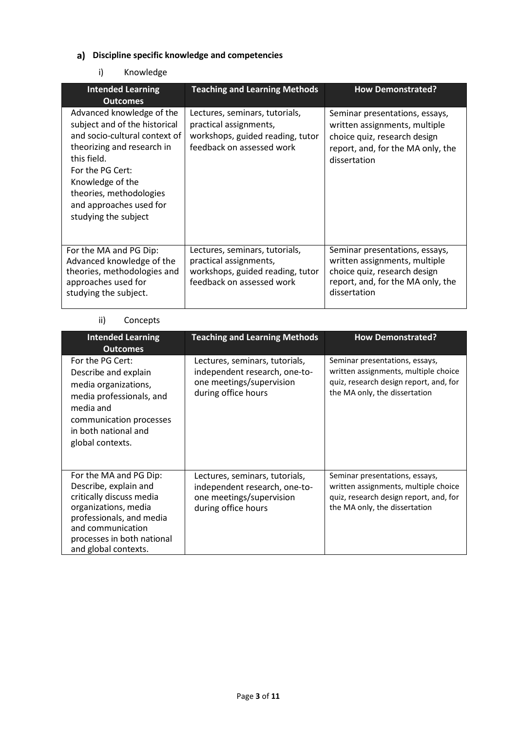## a) Discipline specific knowledge and competencies

### i) Knowledge

| Intended Learning Outcomes | Teaching and Learning Methods | How Demonstrated? |
|---|---|---|
| Advanced knowledge of the subject and of the historical and socio-cultural context of theorizing and research in this field.<br>For the PG Cert: Knowledge of the theories, methodologies and approaches used for studying the subject | Lectures, seminars, tutorials, practical assignments, workshops, guided reading, tutor feedback on assessed work | Seminar presentations, essays, written assignments, multiple choice quiz, research design report, and, for the MA only, the dissertation |
| For the MA and PG Dip: Advanced knowledge of the theories, methodologies and approaches used for studying the subject. | Lectures, seminars, tutorials, practical assignments, workshops, guided reading, tutor feedback on assessed work | Seminar presentations, essays, written assignments, multiple choice quiz, research design report, and, for the MA only, the dissertation |

### ii) Concepts

| Intended Learning Outcomes | Teaching and Learning Methods | How Demonstrated? |
|---|---|---|
| For the PG Cert: Describe and explain media organizations, media professionals, and media and communication processes in both national and global contexts. | Lectures, seminars, tutorials, independent research, one-to-one meetings/supervision during office hours | Seminar presentations, essays, written assignments, multiple choice quiz, research design report, and, for the MA only, the dissertation |
| For the MA and PG Dip: Describe, explain and critically discuss media organizations, media professionals, and media and communication processes in both national and global contexts. | Lectures, seminars, tutorials, independent research, one-to-one meetings/supervision during office hours | Seminar presentations, essays, written assignments, multiple choice quiz, research design report, and, for the MA only, the dissertation |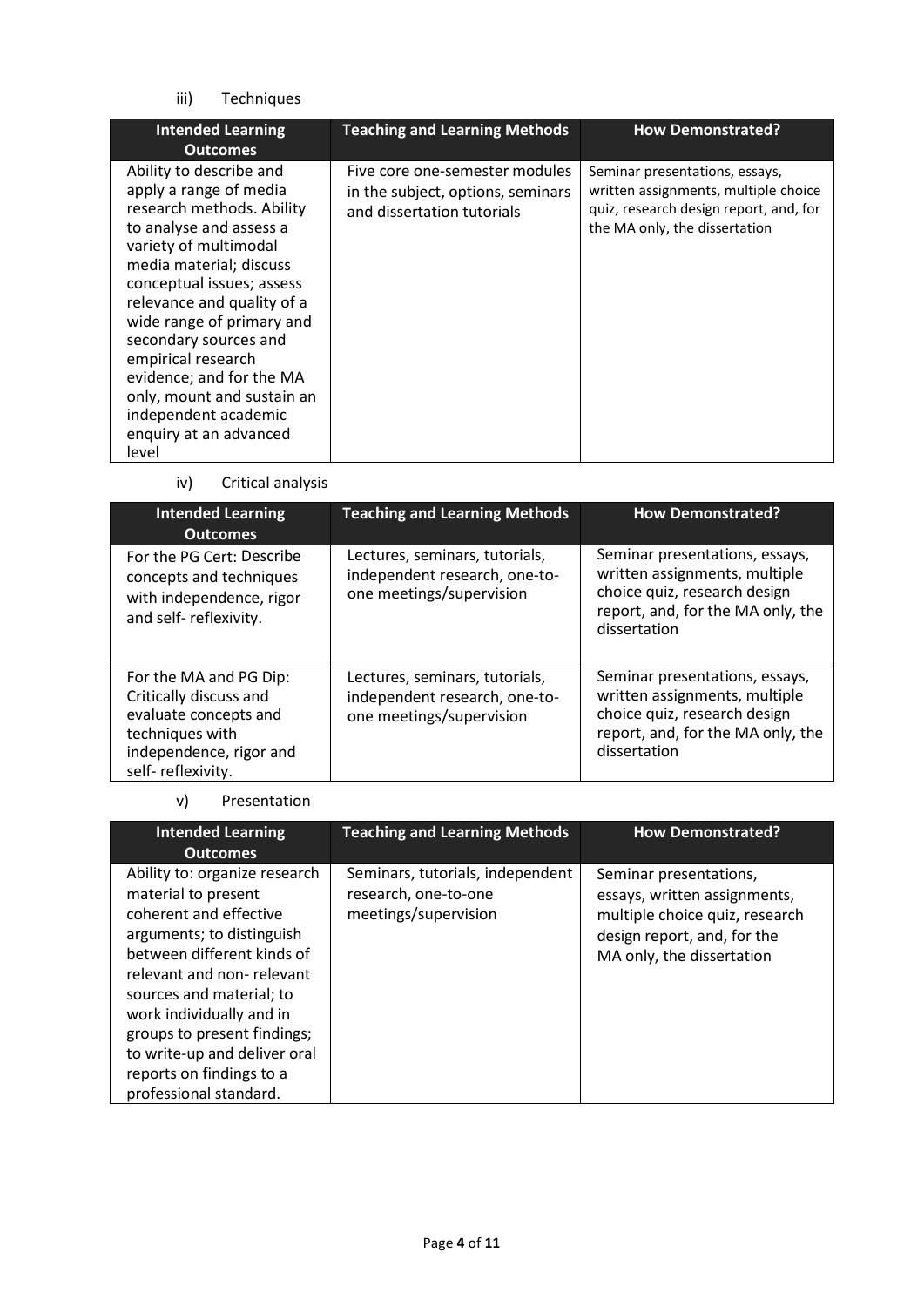iii) Techniques

| Intended Learning Outcomes | Teaching and Learning Methods | How Demonstrated? |
| --- | --- | --- |
| Ability to describe and apply a range of media research methods. Ability to analyse and assess a variety of multimodal media material; discuss conceptual issues; assess relevance and quality of a wide range of primary and secondary sources and empirical research evidence; and for the MA only, mount and sustain an independent academic enquiry at an advanced level | Five core one-semester modules in the subject, options, seminars and dissertation tutorials | Seminar presentations, essays, written assignments, multiple choice quiz, research design report, and, for the MA only, the dissertation |

iv) Critical analysis

| Intended Learning Outcomes | Teaching and Learning Methods | How Demonstrated? |
| --- | --- | --- |
| For the PG Cert: Describe concepts and techniques with independence, rigor and self- reflexivity. | Lectures, seminars, tutorials, independent research, one-to-one meetings/supervision | Seminar presentations, essays, written assignments, multiple choice quiz, research design report, and, for the MA only, the dissertation |
| For the MA and PG Dip: Critically discuss and evaluate concepts and techniques with independence, rigor and self- reflexivity. | Lectures, seminars, tutorials, independent research, one-to-one meetings/supervision | Seminar presentations, essays, written assignments, multiple choice quiz, research design report, and, for the MA only, the dissertation |

v) Presentation

| Intended Learning Outcomes | Teaching and Learning Methods | How Demonstrated? |
| --- | --- | --- |
| Ability to: organize research material to present coherent and effective arguments; to distinguish between different kinds of relevant and non- relevant sources and material; to work individually and in groups to present findings; to write-up and deliver oral reports on findings to a professional standard. | Seminars, tutorials, independent research, one-to-one meetings/supervision | Seminar presentations, essays, written assignments, multiple choice quiz, research design report, and, for the MA only, the dissertation |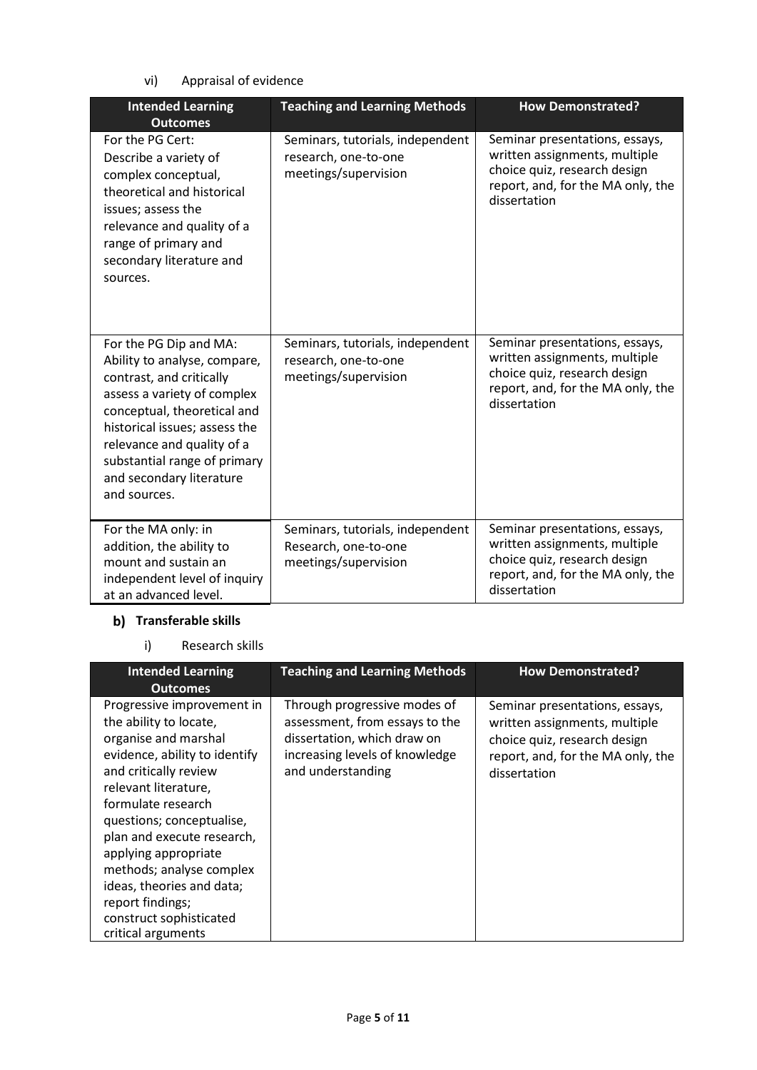vi) Appraisal of evidence

| Intended Learning Outcomes | Teaching and Learning Methods | How Demonstrated? |
| --- | --- | --- |
| For the PG Cert: Describe a variety of complex conceptual, theoretical and historical issues; assess the relevance and quality of a range of primary and secondary literature and sources. | Seminars, tutorials, independent research, one-to-one meetings/supervision | Seminar presentations, essays, written assignments, multiple choice quiz, research design report, and, for the MA only, the dissertation |
| For the PG Dip and MA: Ability to analyse, compare, contrast, and critically assess a variety of complex conceptual, theoretical and historical issues; assess the relevance and quality of a substantial range of primary and secondary literature and sources. | Seminars, tutorials, independent research, one-to-one meetings/supervision | Seminar presentations, essays, written assignments, multiple choice quiz, research design report, and, for the MA only, the dissertation |
| For the MA only: in addition, the ability to mount and sustain an independent level of inquiry at an advanced level. | Seminars, tutorials, independent Research, one-to-one meetings/supervision | Seminar presentations, essays, written assignments, multiple choice quiz, research design report, and, for the MA only, the dissertation |

## b) Transferable skills

i) Research skills

| Intended Learning Outcomes | Teaching and Learning Methods | How Demonstrated? |
| --- | --- | --- |
| Progressive improvement in the ability to locate, organise and marshal evidence, ability to identify and critically review relevant literature, formulate research questions; conceptualise, plan and execute research, applying appropriate methods; analyse complex ideas, theories and data; report findings; construct sophisticated critical arguments | Through progressive modes of assessment, from essays to the dissertation, which draw on increasing levels of knowledge and understanding | Seminar presentations, essays, written assignments, multiple choice quiz, research design report, and, for the MA only, the dissertation |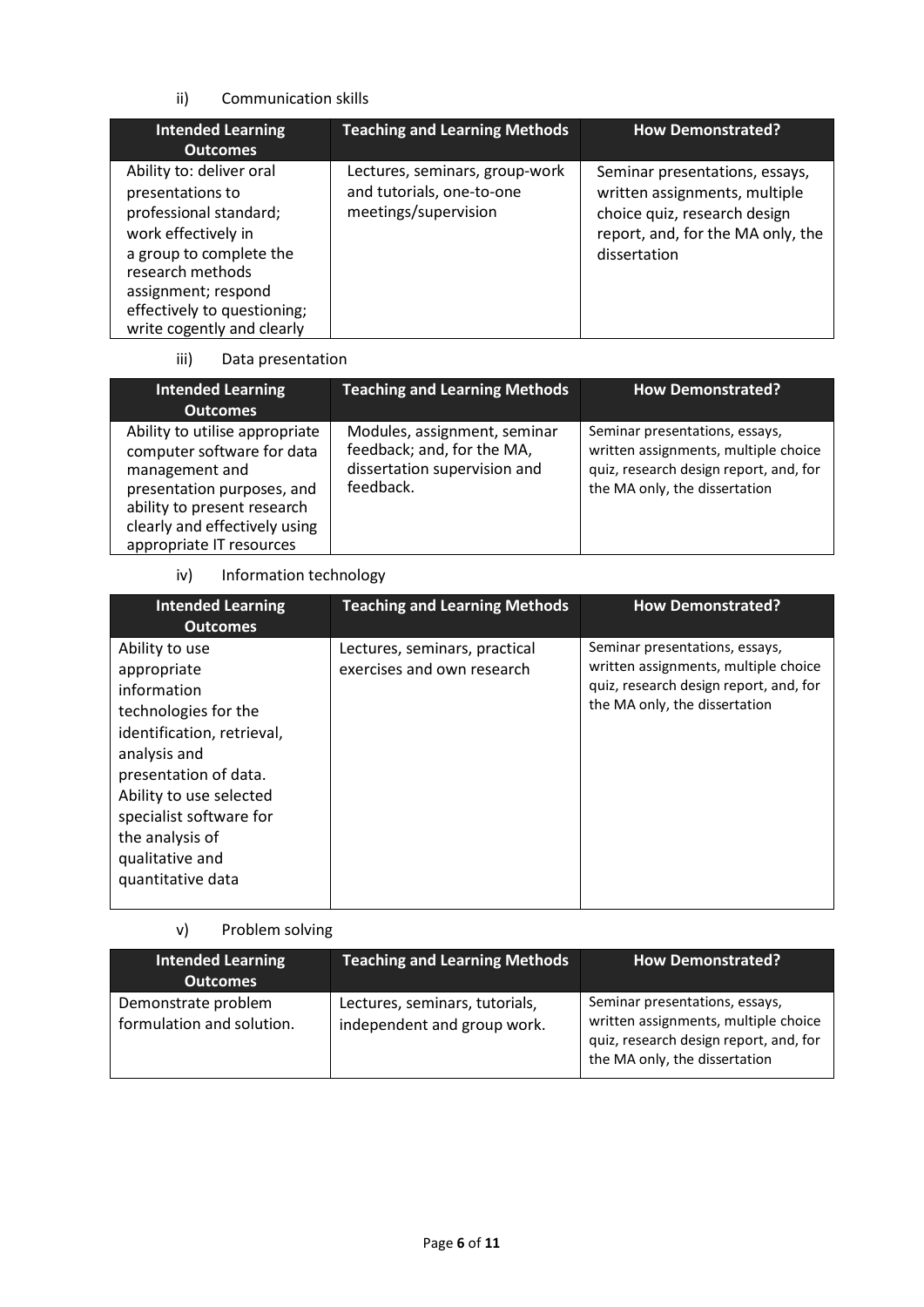ii) Communication skills

| Intended Learning Outcomes | Teaching and Learning Methods | How Demonstrated? |
|---|---|---|
| Ability to: deliver oral presentations to professional standard; work effectively in a group to complete the research methods assignment; respond effectively to questioning; write cogently and clearly | Lectures, seminars, group-work and tutorials, one-to-one meetings/supervision | Seminar presentations, essays, written assignments, multiple choice quiz, research design report, and, for the MA only, the dissertation |

iii) Data presentation

| Intended Learning Outcomes | Teaching and Learning Methods | How Demonstrated? |
|---|---|---|
| Ability to utilise appropriate computer software for data management and presentation purposes, and ability to present research clearly and effectively using appropriate IT resources | Modules, assignment, seminar feedback; and, for the MA, dissertation supervision and feedback. | Seminar presentations, essays, written assignments, multiple choice quiz, research design report, and, for the MA only, the dissertation |

iv) Information technology

| Intended Learning Outcomes | Teaching and Learning Methods | How Demonstrated? |
|---|---|---|
| Ability to use appropriate information technologies for the identification, retrieval, analysis and presentation of data. Ability to use selected specialist software for the analysis of qualitative and quantitative data | Lectures, seminars, practical exercises and own research | Seminar presentations, essays, written assignments, multiple choice quiz, research design report, and, for the MA only, the dissertation |

v) Problem solving

| Intended Learning Outcomes | Teaching and Learning Methods | How Demonstrated? |
|---|---|---|
| Demonstrate problem formulation and solution. | Lectures, seminars, tutorials, independent and group work. | Seminar presentations, essays, written assignments, multiple choice quiz, research design report, and, for the MA only, the dissertation |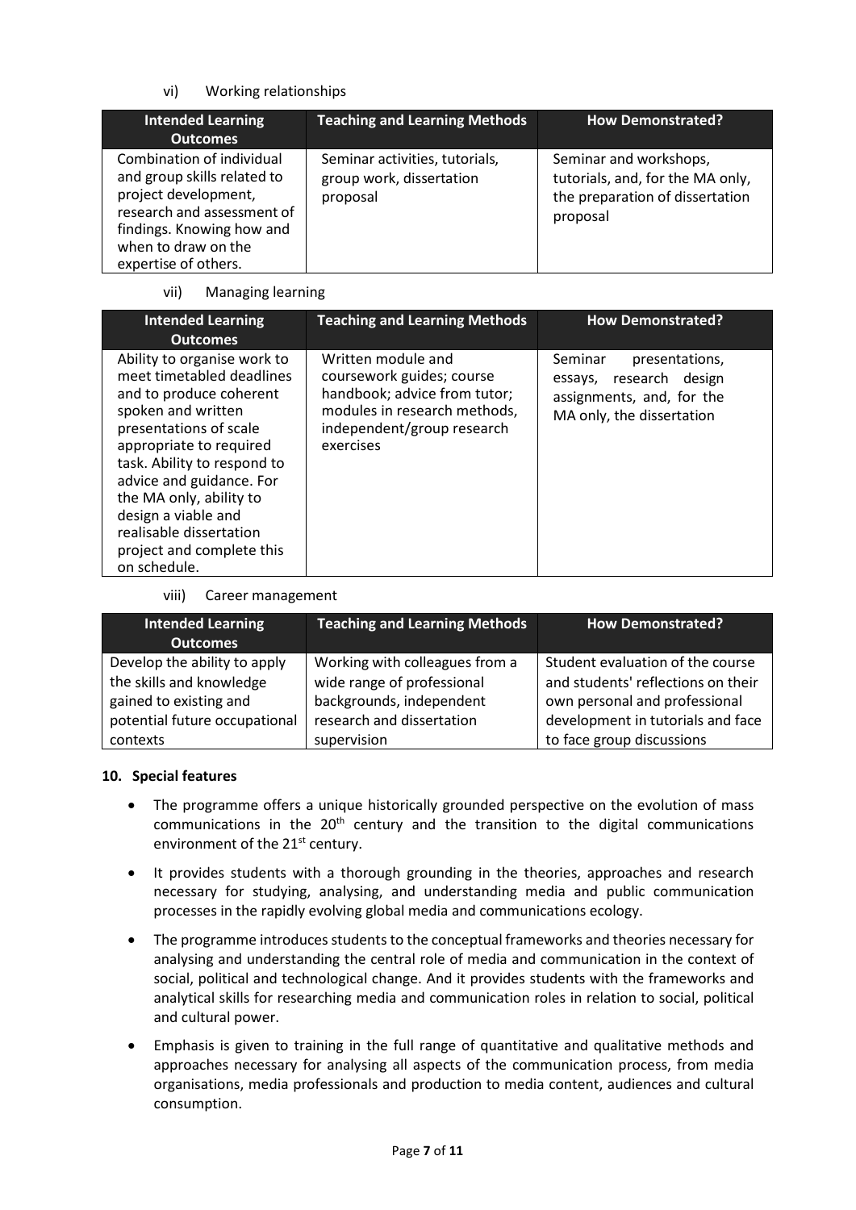vi) Working relationships

| Intended Learning Outcomes | Teaching and Learning Methods | How Demonstrated? |
|---|---|---|
| Combination of individual and group skills related to project development, research and assessment of findings. Knowing how and when to draw on the expertise of others. | Seminar activities, tutorials, group work, dissertation proposal | Seminar and workshops, tutorials, and, for the MA only, the preparation of dissertation proposal |

vii) Managing learning

| Intended Learning Outcomes | Teaching and Learning Methods | How Demonstrated? |
|---|---|---|
| Ability to organise work to meet timetabled deadlines and to produce coherent spoken and written presentations of scale appropriate to required task. Ability to respond to advice and guidance. For the MA only, ability to design a viable and realisable dissertation project and complete this on schedule. | Written module and coursework guides; course handbook; advice from tutor; modules in research methods, independent/group research exercises | Seminar presentations, essays, research design assignments, and, for the MA only, the dissertation |

viii) Career management

| Intended Learning Outcomes | Teaching and Learning Methods | How Demonstrated? |
|---|---|---|
| Develop the ability to apply the skills and knowledge gained to existing and potential future occupational contexts | Working with colleagues from a wide range of professional backgrounds, independent research and dissertation supervision | Student evaluation of the course and students' reflections on their own personal and professional development in tutorials and face to face group discussions |

**10. Special features**

- The programme offers a unique historically grounded perspective on the evolution of mass communications in the 20th century and the transition to the digital communications environment of the 21st century.
- It provides students with a thorough grounding in the theories, approaches and research necessary for studying, analysing, and understanding media and public communication processes in the rapidly evolving global media and communications ecology.
- The programme introduces students to the conceptual frameworks and theories necessary for analysing and understanding the central role of media and communication in the context of social, political and technological change. And it provides students with the frameworks and analytical skills for researching media and communication roles in relation to social, political and cultural power.
- Emphasis is given to training in the full range of quantitative and qualitative methods and approaches necessary for analysing all aspects of the communication process, from media organisations, media professionals and production to media content, audiences and cultural consumption.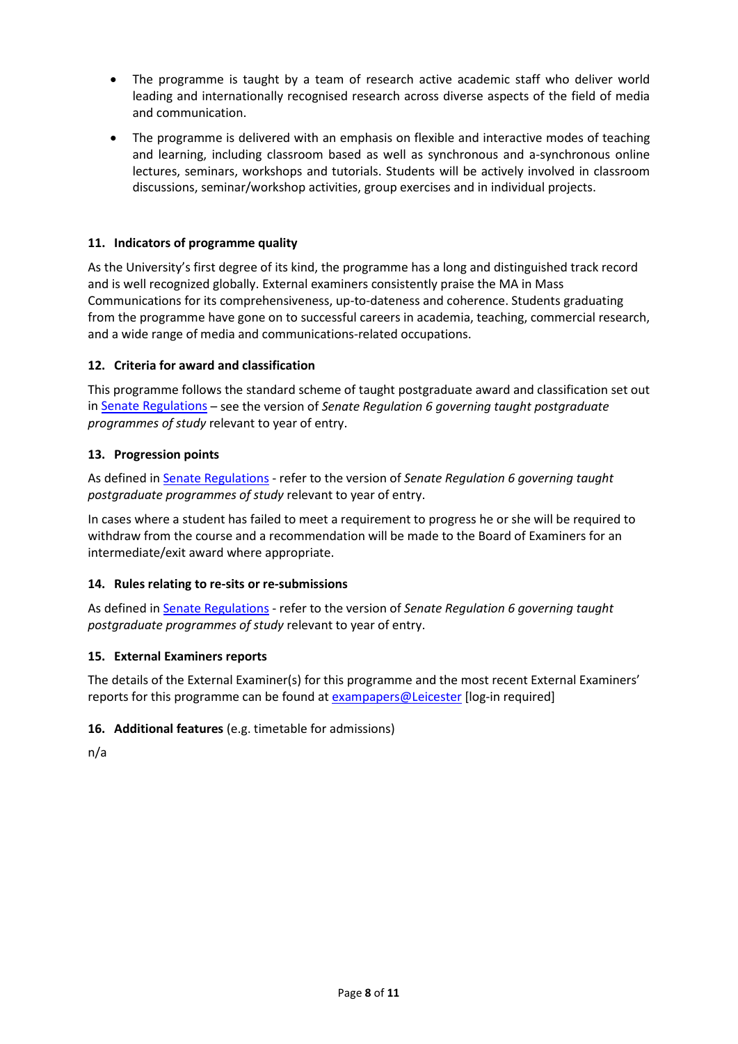- The programme is taught by a team of research active academic staff who deliver world leading and internationally recognised research across diverse aspects of the field of media and communication.
- The programme is delivered with an emphasis on flexible and interactive modes of teaching and learning, including classroom based as well as synchronous and a-synchronous online lectures, seminars, workshops and tutorials. Students will be actively involved in classroom discussions, seminar/workshop activities, group exercises and in individual projects.

### 11. Indicators of programme quality

As the University's first degree of its kind, the programme has a long and distinguished track record and is well recognized globally. External examiners consistently praise the MA in Mass Communications for its comprehensiveness, up-to-dateness and coherence. Students graduating from the programme have gone on to successful careers in academia, teaching, commercial research, and a wide range of media and communications-related occupations.

### 12. Criteria for award and classification

This programme follows the standard scheme of taught postgraduate award and classification set out in Senate Regulations – see the version of *Senate Regulation 6 governing taught postgraduate programmes of study* relevant to year of entry.

### 13. Progression points

As defined in Senate Regulations - refer to the version of *Senate Regulation 6 governing taught postgraduate programmes of study* relevant to year of entry.

In cases where a student has failed to meet a requirement to progress he or she will be required to withdraw from the course and a recommendation will be made to the Board of Examiners for an intermediate/exit award where appropriate.

### 14. Rules relating to re-sits or re-submissions

As defined in Senate Regulations - refer to the version of *Senate Regulation 6 governing taught postgraduate programmes of study* relevant to year of entry.

### 15. External Examiners reports

The details of the External Examiner(s) for this programme and the most recent External Examiners' reports for this programme can be found at exampapers@Leicester [log-in required]

### 16. Additional features (e.g. timetable for admissions)

n/a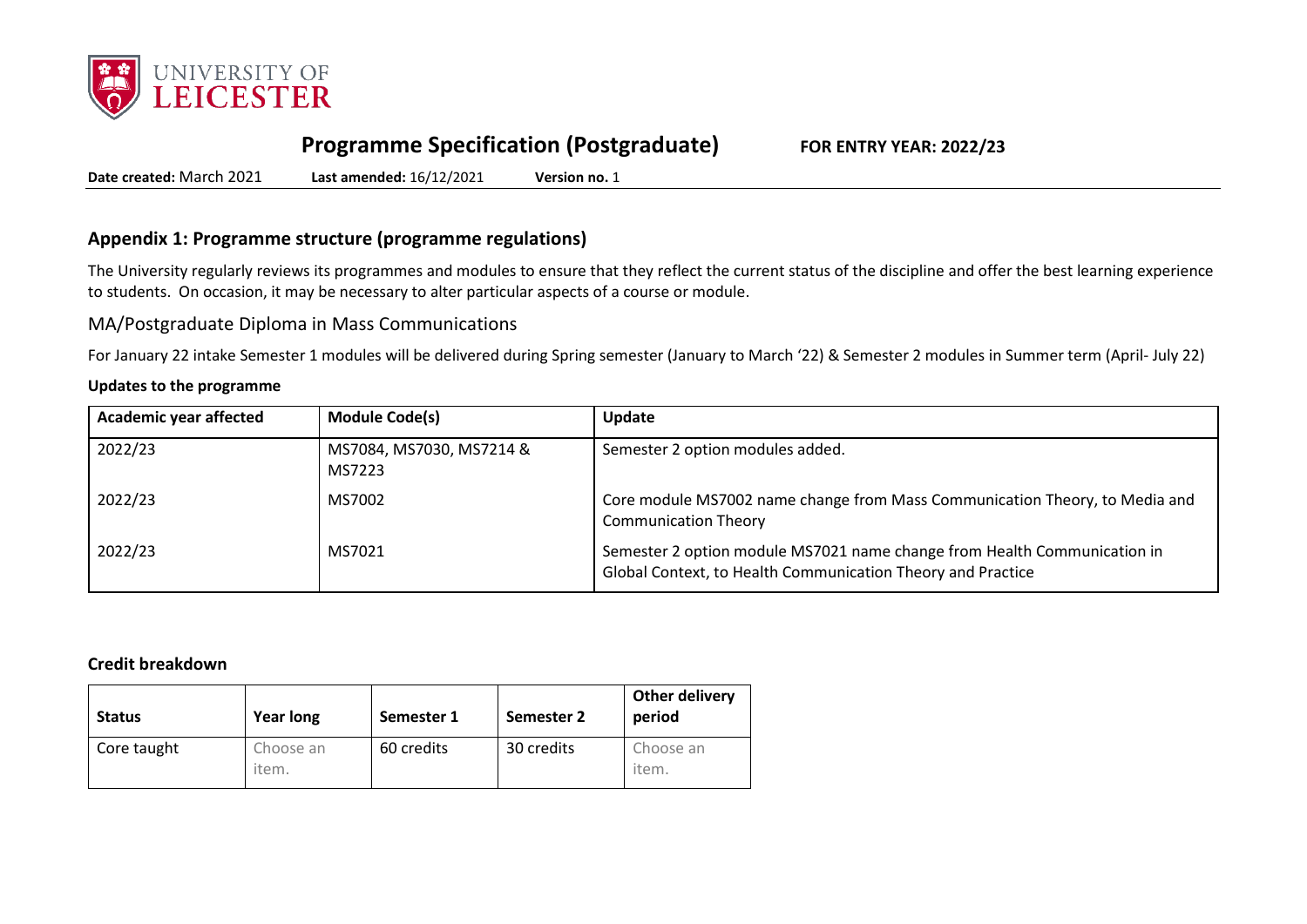UNIVERSITY OF LEICESTER

# Programme Specification (Postgraduate)

**FOR ENTRY YEAR: 2022/23**

**Date created:** March 2021 **Last amended:** 16/12/2021 **Version no.** 1

## Appendix 1: Programme structure (programme regulations)

The University regularly reviews its programmes and modules to ensure that they reflect the current status of the discipline and offer the best learning experience to students. On occasion, it may be necessary to alter particular aspects of a course or module.

### MA/Postgraduate Diploma in Mass Communications

For January 22 intake Semester 1 modules will be delivered during Spring semester (January to March '22) & Semester 2 modules in Summer term (April- July 22)

**Updates to the programme**

| Academic year affected | Module Code(s) | Update |
|---|---|---|
| 2022/23 | MS7084, MS7030, MS7214 & MS7223 | Semester 2 option modules added. |
| 2022/23 | MS7002 | Core module MS7002 name change from Mass Communication Theory, to Media and Communication Theory |
| 2022/23 | MS7021 | Semester 2 option module MS7021 name change from Health Communication in Global Context, to Health Communication Theory and Practice |

**Credit breakdown**

| Status | Year long | Semester 1 | Semester 2 | Other delivery period |
|---|---|---|---|---|
| Core taught | Choose an item. | 60 credits | 30 credits | Choose an item. |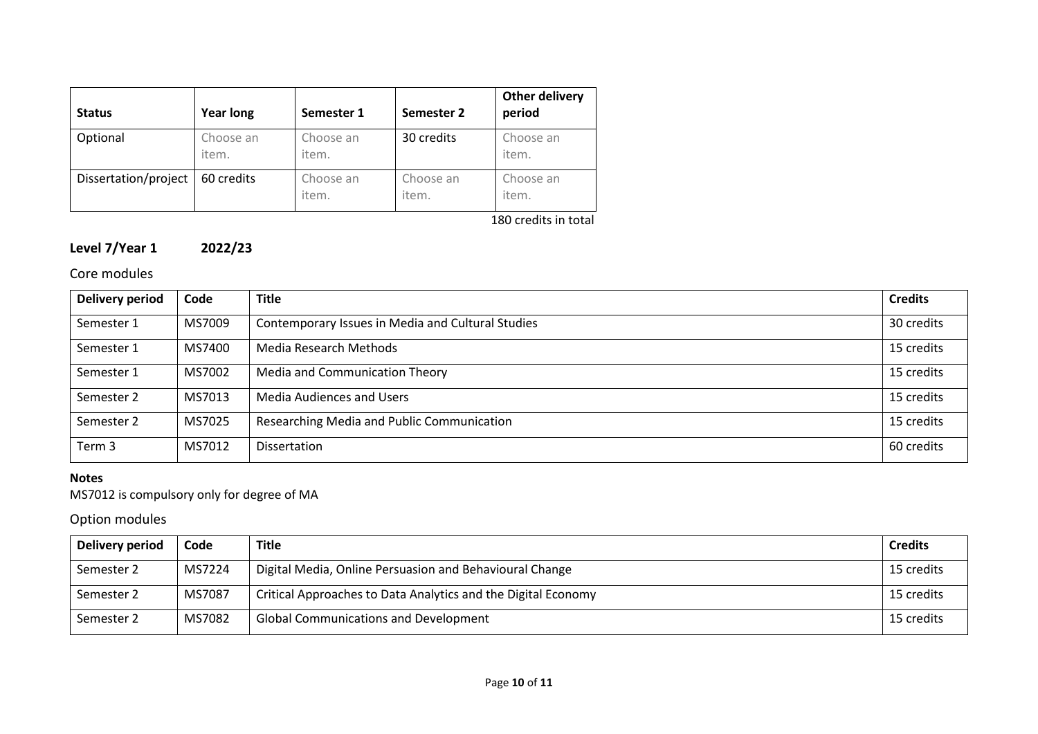| Status | Year long | Semester 1 | Semester 2 | Other delivery period |
|---|---|---|---|---|
| Optional | Choose an item. | Choose an item. | 30 credits | Choose an item. |
| Dissertation/project | 60 credits | Choose an item. | Choose an item. | Choose an item. |

180 credits in total

**Level 7/Year 1 2022/23**

Core modules

| Delivery period | Code | Title | Credits |
|---|---|---|---|
| Semester 1 | MS7009 | Contemporary Issues in Media and Cultural Studies | 30 credits |
| Semester 1 | MS7400 | Media Research Methods | 15 credits |
| Semester 1 | MS7002 | Media and Communication Theory | 15 credits |
| Semester 2 | MS7013 | Media Audiences and Users | 15 credits |
| Semester 2 | MS7025 | Researching Media and Public Communication | 15 credits |
| Term 3 | MS7012 | Dissertation | 60 credits |

**Notes**

MS7012 is compulsory only for degree of MA

Option modules

| Delivery period | Code | Title | Credits |
|---|---|---|---|
| Semester 2 | MS7224 | Digital Media, Online Persuasion and Behavioural Change | 15 credits |
| Semester 2 | MS7087 | Critical Approaches to Data Analytics and the Digital Economy | 15 credits |
| Semester 2 | MS7082 | Global Communications and Development | 15 credits |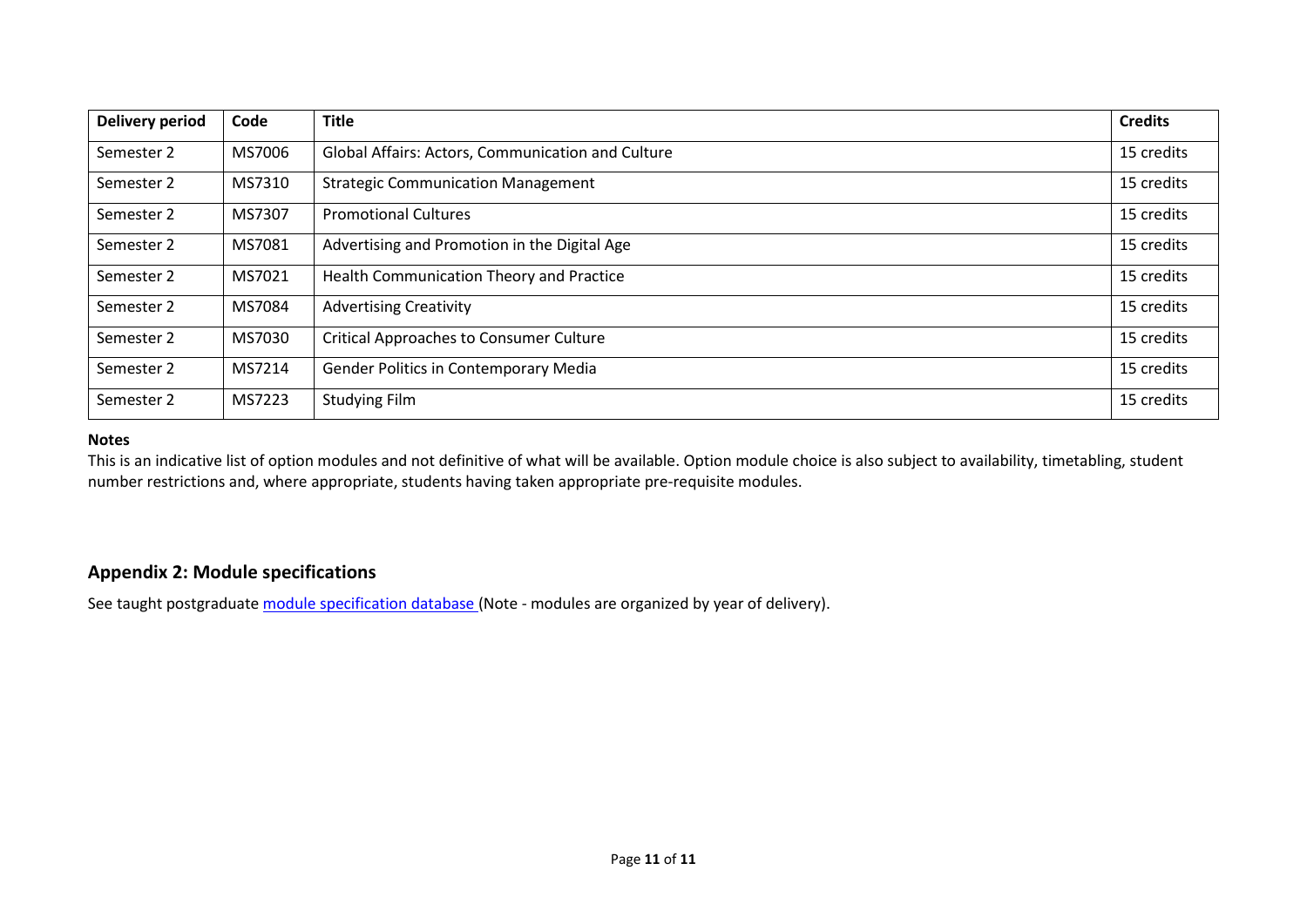| Delivery period | Code | Title | Credits |
|---|---|---|---|
| Semester 2 | MS7006 | Global Affairs: Actors, Communication and Culture | 15 credits |
| Semester 2 | MS7310 | Strategic Communication Management | 15 credits |
| Semester 2 | MS7307 | Promotional Cultures | 15 credits |
| Semester 2 | MS7081 | Advertising and Promotion in the Digital Age | 15 credits |
| Semester 2 | MS7021 | Health Communication Theory and Practice | 15 credits |
| Semester 2 | MS7084 | Advertising Creativity | 15 credits |
| Semester 2 | MS7030 | Critical Approaches to Consumer Culture | 15 credits |
| Semester 2 | MS7214 | Gender Politics in Contemporary Media | 15 credits |
| Semester 2 | MS7223 | Studying Film | 15 credits |

**Notes**

This is an indicative list of option modules and not definitive of what will be available. Option module choice is also subject to availability, timetabling, student number restrictions and, where appropriate, students having taken appropriate pre-requisite modules.

## Appendix 2: Module specifications

See taught postgraduate module specification database (Note - modules are organized by year of delivery).